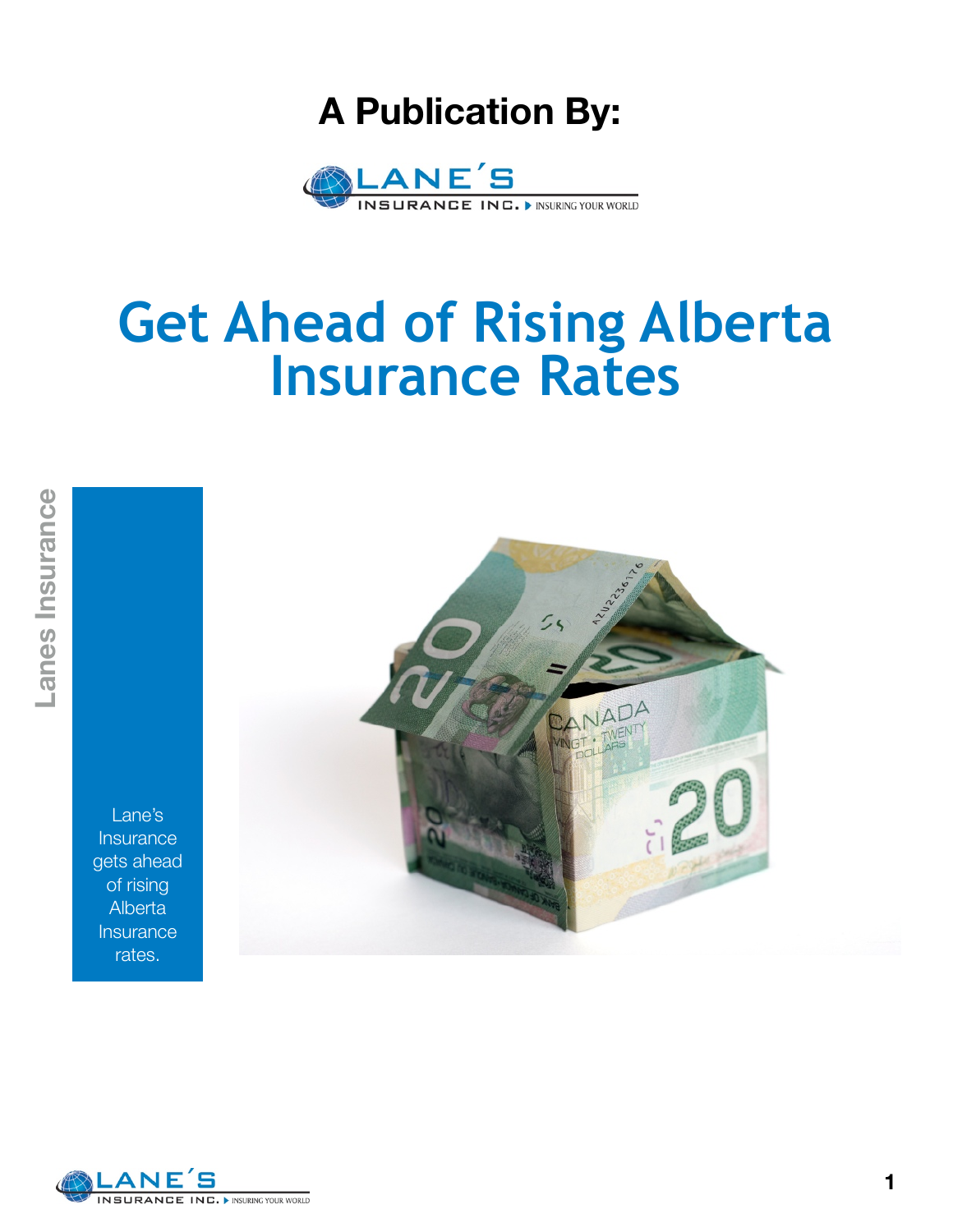**A Publication By:**

LANE'S INSURANCE INC. ▸ INSURING YOUR WORLD

# Get Ahead of Rising Alberta Insurance Rates

Lanes Insurance

Lane's Insurance gets ahead of rising Alberta Insurance rates.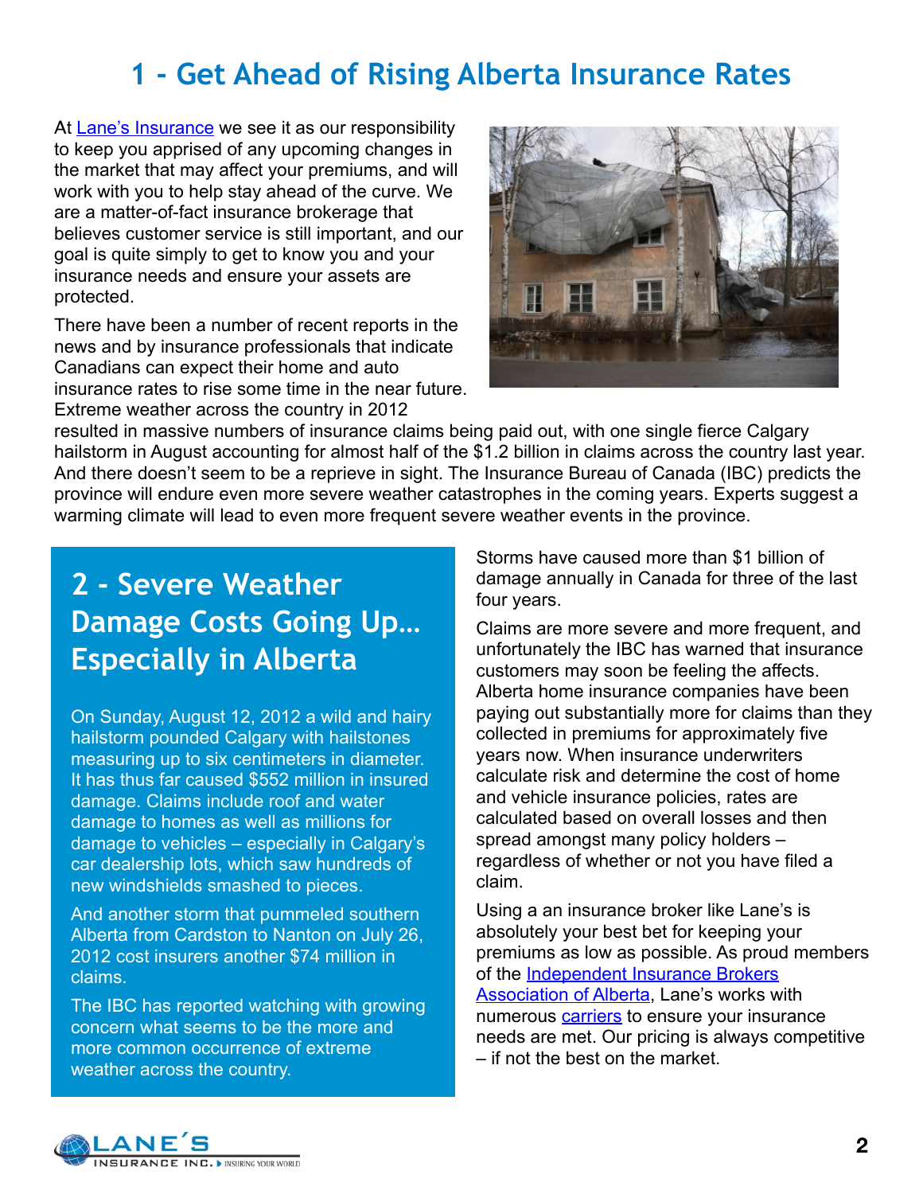# 1 - Get Ahead of Rising Alberta Insurance Rates

At Lane's Insurance we see it as our responsibility to keep you apprised of any upcoming changes in the market that may affect your premiums, and will work with you to help stay ahead of the curve. We are a matter-of-fact insurance brokerage that believes customer service is still important, and our goal is quite simply to get to know you and your insurance needs and ensure your assets are protected.

There have been a number of recent reports in the news and by insurance professionals that indicate Canadians can expect their home and auto insurance rates to rise some time in the near future. Extreme weather across the country in 2012 resulted in massive numbers of insurance claims being paid out, with one single fierce Calgary hailstorm in August accounting for almost half of the $1.2 billion in claims across the country last year. And there doesn't seem to be a reprieve in sight. The Insurance Bureau of Canada (IBC) predicts the province will endure even more severe weather catastrophes in the coming years. Experts suggest a warming climate will lead to even more frequent severe weather events in the province.

## 2 - Severe Weather Damage Costs Going Up… Especially in Alberta

On Sunday, August 12, 2012 a wild and hairy hailstorm pounded Calgary with hailstones measuring up to six centimeters in diameter. It has thus far caused $552 million in insured damage. Claims include roof and water damage to homes as well as millions for damage to vehicles – especially in Calgary's car dealership lots, which saw hundreds of new windshields smashed to pieces.

And another storm that pummeled southern Alberta from Cardston to Nanton on July 26, 2012 cost insurers another $74 million in claims.

The IBC has reported watching with growing concern what seems to be the more and more common occurrence of extreme weather across the country.

Storms have caused more than $1 billion of damage annually in Canada for three of the last four years.

Claims are more severe and more frequent, and unfortunately the IBC has warned that insurance customers may soon be feeling the affects. Alberta home insurance companies have been paying out substantially more for claims than they collected in premiums for approximately five years now. When insurance underwriters calculate risk and determine the cost of home and vehicle insurance policies, rates are calculated based on overall losses and then spread amongst many policy holders – regardless of whether or not you have filed a claim.

Using a an insurance broker like Lane's is absolutely your best bet for keeping your premiums as low as possible. As proud members of the Independent Insurance Brokers Association of Alberta, Lane's works with numerous carriers to ensure your insurance needs are met. Our pricing is always competitive – if not the best on the market.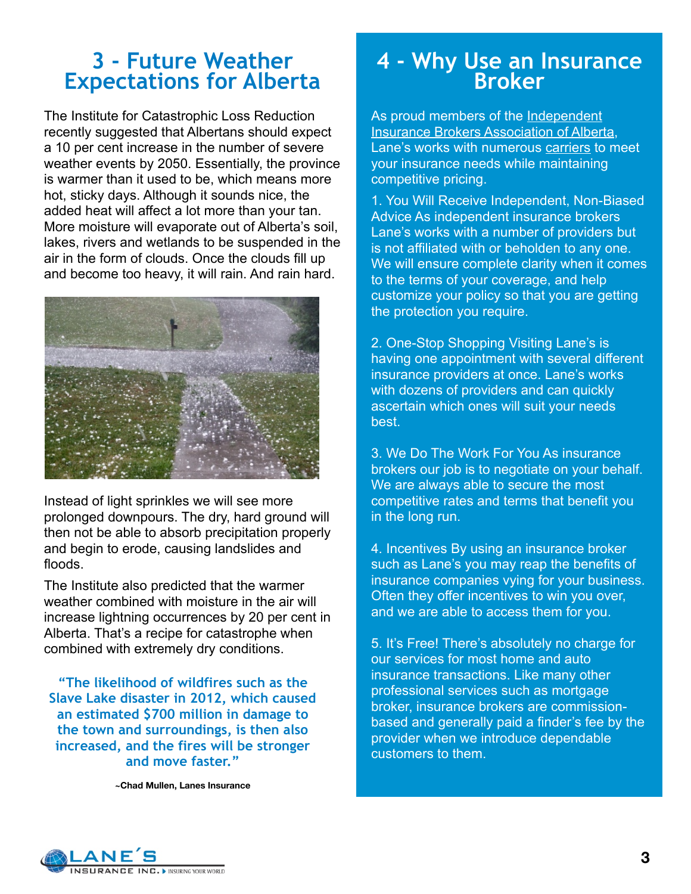# 3 - Future Weather Expectations for Alberta

The Institute for Catastrophic Loss Reduction recently suggested that Albertans should expect a 10 per cent increase in the number of severe weather events by 2050. Essentially, the province is warmer than it used to be, which means more hot, sticky days. Although it sounds nice, the added heat will affect a lot more than your tan. More moisture will evaporate out of Alberta's soil, lakes, rivers and wetlands to be suspended in the air in the form of clouds. Once the clouds fill up and become too heavy, it will rain. And rain hard.

Instead of light sprinkles we will see more prolonged downpours. The dry, hard ground will then not be able to absorb precipitation properly and begin to erode, causing landslides and floods.

The Institute also predicted that the warmer weather combined with moisture in the air will increase lightning occurrences by 20 per cent in Alberta. That's a recipe for catastrophe when combined with extremely dry conditions.

> **"The likelihood of wildfires such as the Slave Lake disaster in 2012, which caused an estimated $700 million in damage to the town and surroundings, is then also increased, and the fires will be stronger and move faster."**
>
> **~Chad Mullen, Lanes Insurance**

# 4 - Why Use an Insurance Broker

As proud members of the Independent Insurance Brokers Association of Alberta, Lane's works with numerous carriers to meet your insurance needs while maintaining competitive pricing.

1. You Will Receive Independent, Non-Biased Advice As independent insurance brokers Lane's works with a number of providers but is not affiliated with or beholden to any one. We will ensure complete clarity when it comes to the terms of your coverage, and help customize your policy so that you are getting the protection you require.

2. One-Stop Shopping Visiting Lane's is having one appointment with several different insurance providers at once. Lane's works with dozens of providers and can quickly ascertain which ones will suit your needs best.

3. We Do The Work For You As insurance brokers our job is to negotiate on your behalf. We are always able to secure the most competitive rates and terms that benefit you in the long run.

4. Incentives By using an insurance broker such as Lane's you may reap the benefits of insurance companies vying for your business. Often they offer incentives to win you over, and we are able to access them for you.

5. It's Free! There's absolutely no charge for our services for most home and auto insurance transactions. Like many other professional services such as mortgage broker, insurance brokers are commission-based and generally paid a finder's fee by the provider when we introduce dependable customers to them.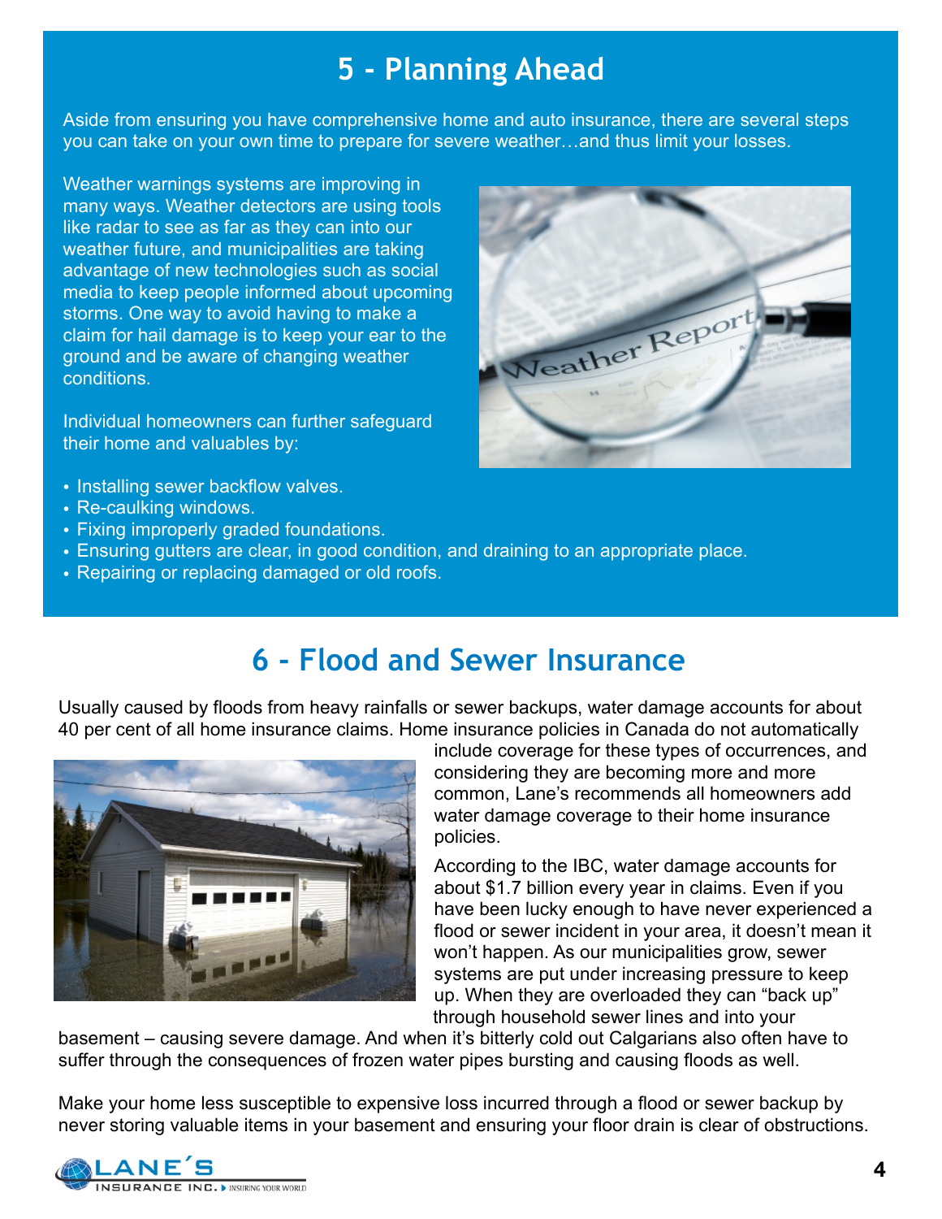## 5 - Planning Ahead

Aside from ensuring you have comprehensive home and auto insurance, there are several steps you can take on your own time to prepare for severe weather…and thus limit your losses.

Weather warnings systems are improving in many ways. Weather detectors are using tools like radar to see as far as they can into our weather future, and municipalities are taking advantage of new technologies such as social media to keep people informed about upcoming storms. One way to avoid having to make a claim for hail damage is to keep your ear to the ground and be aware of changing weather conditions.

Individual homeowners can further safeguard their home and valuables by:

- Installing sewer backflow valves.
- Re-caulking windows.
- Fixing improperly graded foundations.
- Ensuring gutters are clear, in good condition, and draining to an appropriate place.
- Repairing or replacing damaged or old roofs.

## 6 - Flood and Sewer Insurance

Usually caused by floods from heavy rainfalls or sewer backups, water damage accounts for about 40 per cent of all home insurance claims. Home insurance policies in Canada do not automatically include coverage for these types of occurrences, and considering they are becoming more and more common, Lane's recommends all homeowners add water damage coverage to their home insurance policies.

According to the IBC, water damage accounts for about $1.7 billion every year in claims. Even if you have been lucky enough to have never experienced a flood or sewer incident in your area, it doesn't mean it won't happen. As our municipalities grow, sewer systems are put under increasing pressure to keep up. When they are overloaded they can "back up" through household sewer lines and into your basement – causing severe damage. And when it's bitterly cold out Calgarians also often have to suffer through the consequences of frozen water pipes bursting and causing floods as well.

Make your home less susceptible to expensive loss incurred through a flood or sewer backup by never storing valuable items in your basement and ensuring your floor drain is clear of obstructions.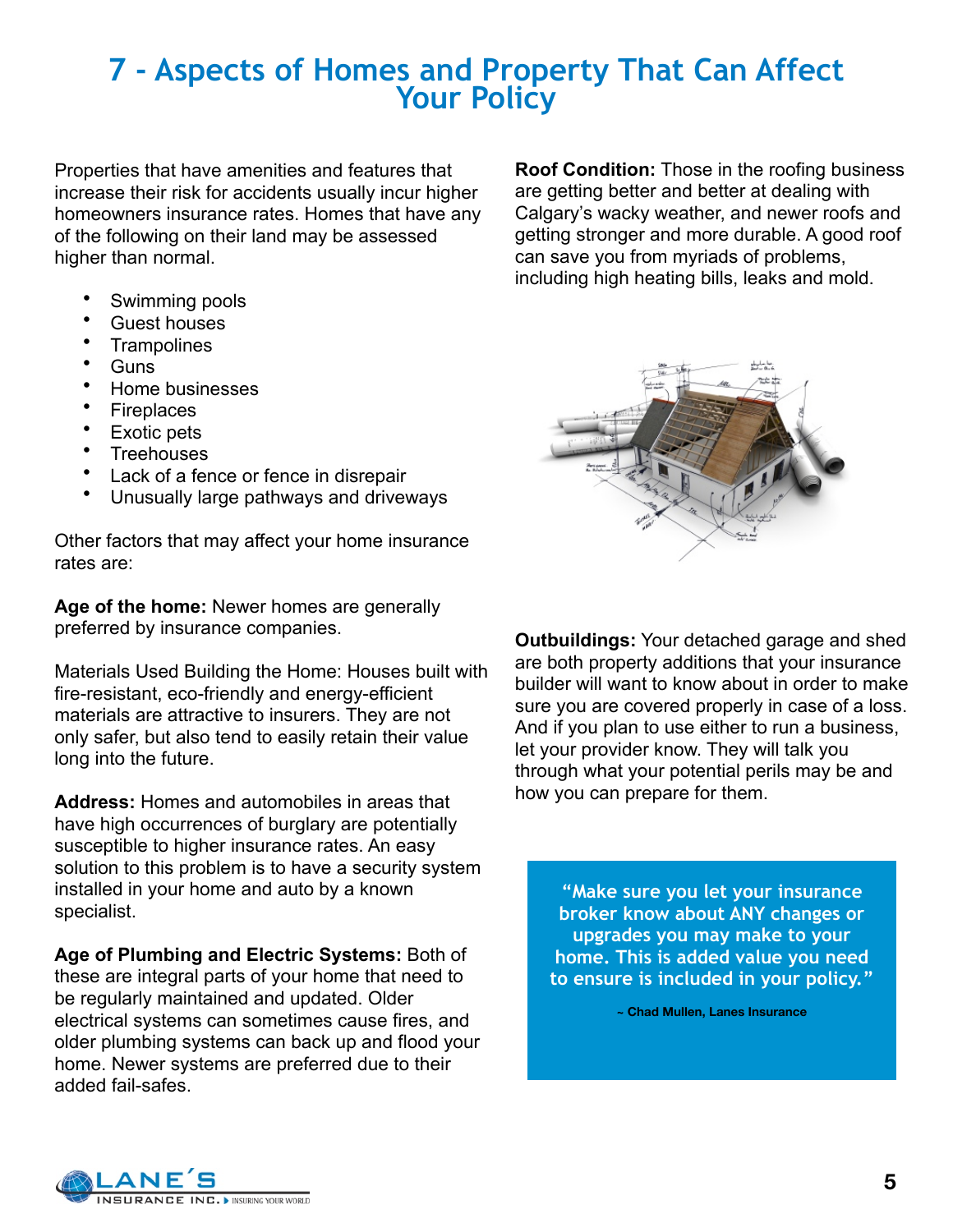# 7 - Aspects of Homes and Property That Can Affect Your Policy

Properties that have amenities and features that increase their risk for accidents usually incur higher homeowners insurance rates. Homes that have any of the following on their land may be assessed higher than normal.

- Swimming pools
- Guest houses
- Trampolines
- Guns
- Home businesses
- Fireplaces
- Exotic pets
- Treehouses
- Lack of a fence or fence in disrepair
- Unusually large pathways and driveways

Other factors that may affect your home insurance rates are:

**Age of the home:** Newer homes are generally preferred by insurance companies.

Materials Used Building the Home: Houses built with fire-resistant, eco-friendly and energy-efficient materials are attractive to insurers. They are not only safer, but also tend to easily retain their value long into the future.

**Address:** Homes and automobiles in areas that have high occurrences of burglary are potentially susceptible to higher insurance rates. An easy solution to this problem is to have a security system installed in your home and auto by a known specialist.

**Age of Plumbing and Electric Systems:** Both of these are integral parts of your home that need to be regularly maintained and updated. Older electrical systems can sometimes cause fires, and older plumbing systems can back up and flood your home. Newer systems are preferred due to their added fail-safes.

**Roof Condition:** Those in the roofing business are getting better and better at dealing with Calgary's wacky weather, and newer roofs and getting stronger and more durable. A good roof can save you from myriads of problems, including high heating bills, leaks and mold.

**Outbuildings:** Your detached garage and shed are both property additions that your insurance builder will want to know about in order to make sure you are covered properly in case of a loss. And if you plan to use either to run a business, let your provider know. They will talk you through what your potential perils may be and how you can prepare for them.

> **"Make sure you let your insurance broker know about ANY changes or upgrades you may make to your home. This is added value you need to ensure is included in your policy."**
>
> **~ Chad Mullen, Lanes Insurance**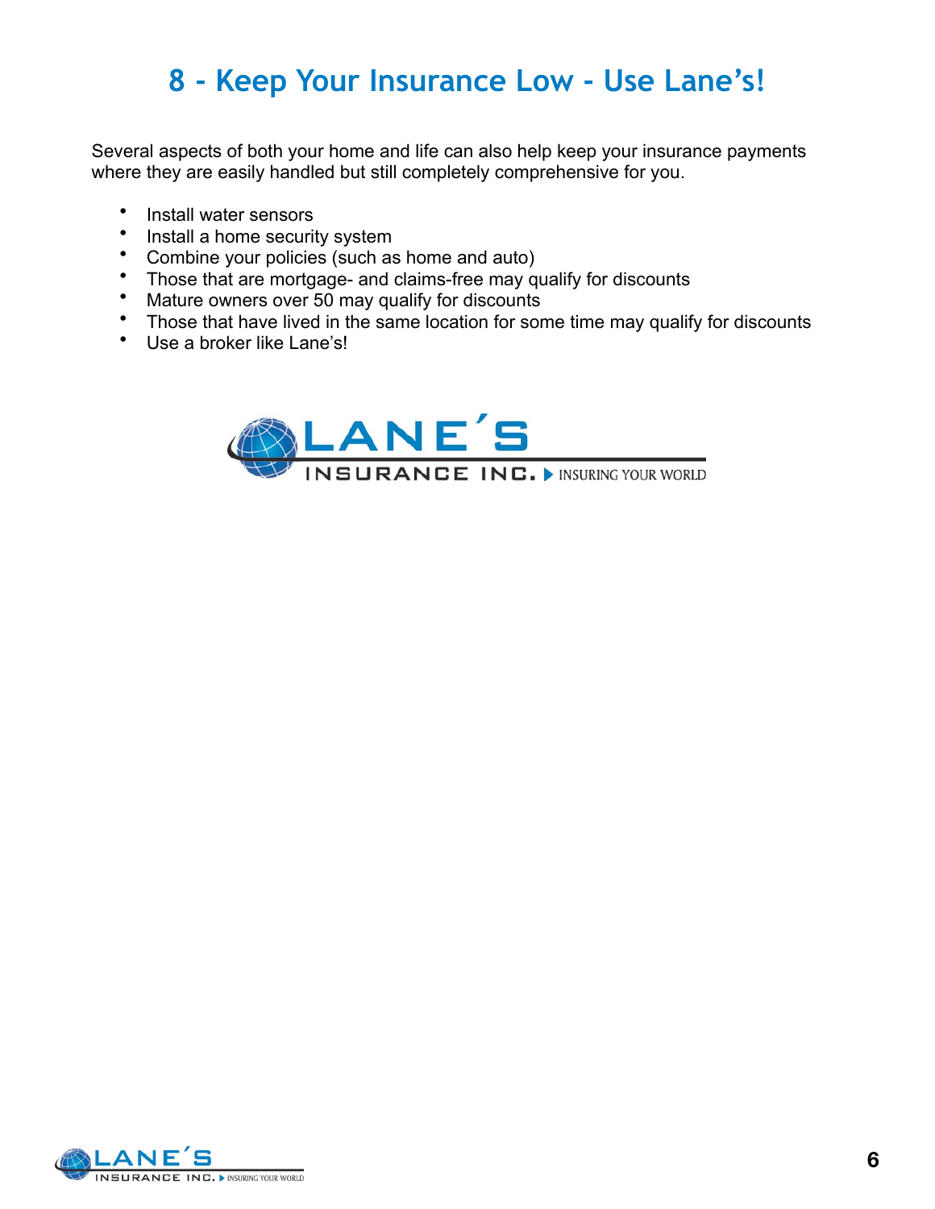# 8 - Keep Your Insurance Low - Use Lane's!

Several aspects of both your home and life can also help keep your insurance payments where they are easily handled but still completely comprehensive for you.

- Install water sensors
- Install a home security system
- Combine your policies (such as home and auto)
- Those that are mortgage- and claims-free may qualify for discounts
- Mature owners over 50 may qualify for discounts
- Those that have lived in the same location for some time may qualify for discounts
- Use a broker like Lane's!

LANE´S INSURANCE INC. ▶ INSURING YOUR WORLD